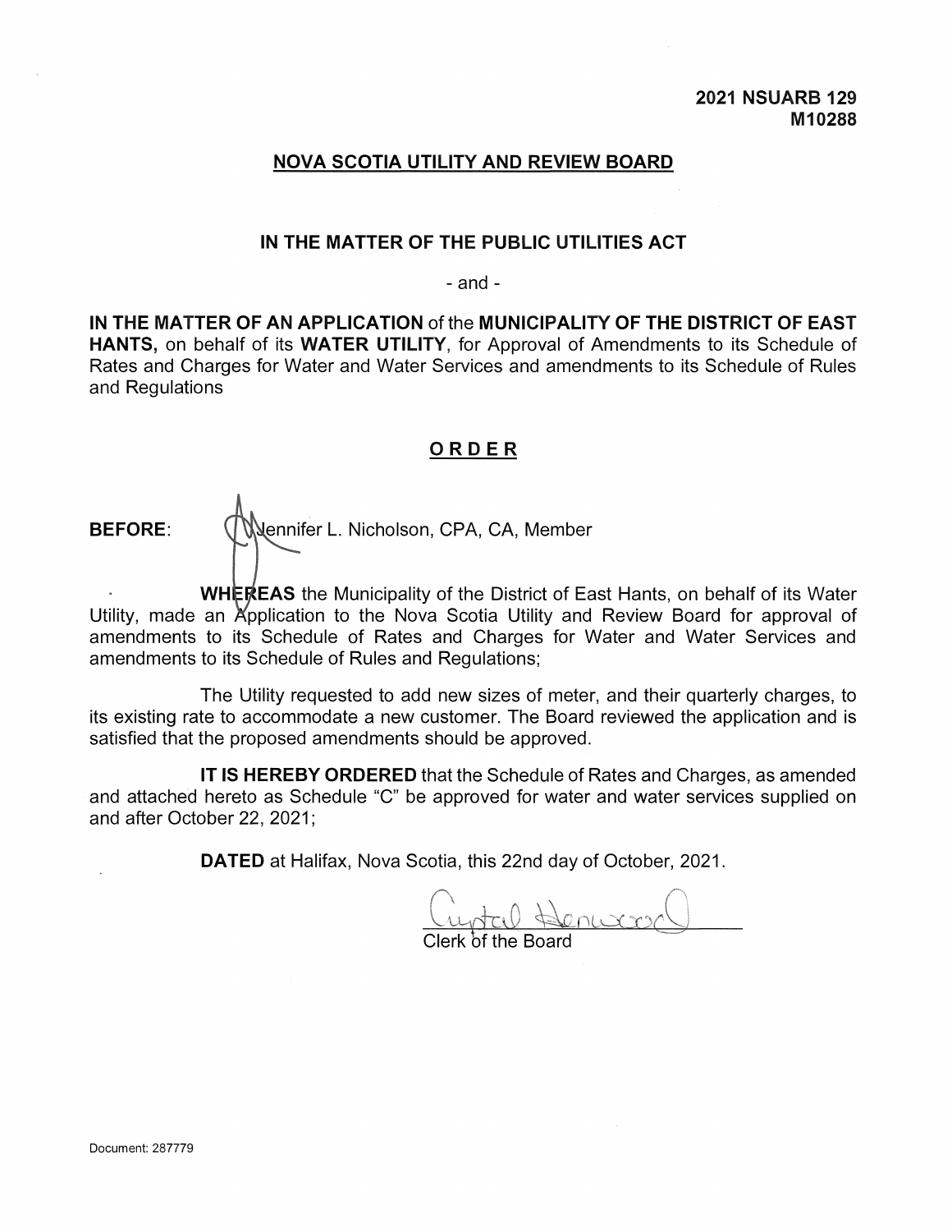**2021 NSUARB 129**
**M10288**

## NOVA SCOTIA UTILITY AND REVIEW BOARD

### IN THE MATTER OF THE PUBLIC UTILITIES ACT

- and -

**IN THE MATTER OF AN APPLICATION** of the **MUNICIPALITY OF THE DISTRICT OF EAST HANTS,** on behalf of its **WATER UTILITY**, for Approval of Amendments to its Schedule of Rates and Charges for Water and Water Services and amendments to its Schedule of Rules and Regulations

## ORDER

**BEFORE:** Jennifer L. Nicholson, CPA, CA, Member

**WHEREAS** the Municipality of the District of East Hants, on behalf of its Water Utility, made an Application to the Nova Scotia Utility and Review Board for approval of amendments to its Schedule of Rates and Charges for Water and Water Services and amendments to its Schedule of Rules and Regulations;

The Utility requested to add new sizes of meter, and their quarterly charges, to its existing rate to accommodate a new customer. The Board reviewed the application and is satisfied that the proposed amendments should be approved.

**IT IS HEREBY ORDERED** that the Schedule of Rates and Charges, as amended and attached hereto as Schedule "C" be approved for water and water services supplied on and after October 22, 2021;

**DATED** at Halifax, Nova Scotia, this 22nd day of October, 2021.

Clerk of the Board

Document: 287779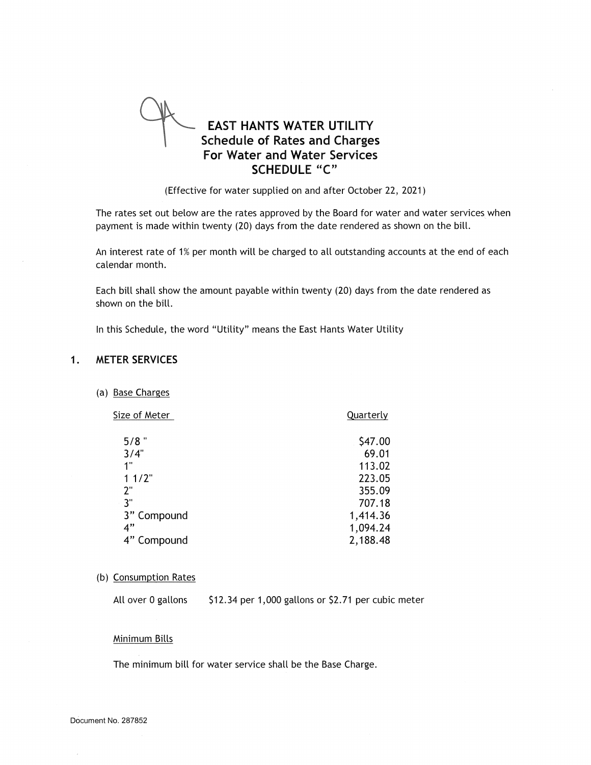# EAST HANTS WATER UTILITY
## Schedule of Rates and Charges
## For Water and Water Services
## SCHEDULE "C"

(Effective for water supplied on and after October 22, 2021)

The rates set out below are the rates approved by the Board for water and water services when payment is made within twenty (20) days from the date rendered as shown on the bill.

An interest rate of 1% per month will be charged to all outstanding accounts at the end of each calendar month.

Each bill shall show the amount payable within twenty (20) days from the date rendered as shown on the bill.

In this Schedule, the word "Utility" means the East Hants Water Utility

## 1. METER SERVICES

(a) Base Charges

| Size of Meter | Quarterly |
|---|---|
| 5/8 " | $47.00 |
| 3/4" | 69.01 |
| 1" | 113.02 |
| 1 1/2" | 223.05 |
| 2" | 355.09 |
| 3" | 707.18 |
| 3" Compound | 1,414.36 |
| 4" | 1,094.24 |
| 4" Compound | 2,188.48 |

(b) Consumption Rates

All over 0 gallons $12.34 per 1,000 gallons or $2.71 per cubic meter

Minimum Bills

The minimum bill for water service shall be the Base Charge.

Document No. 287852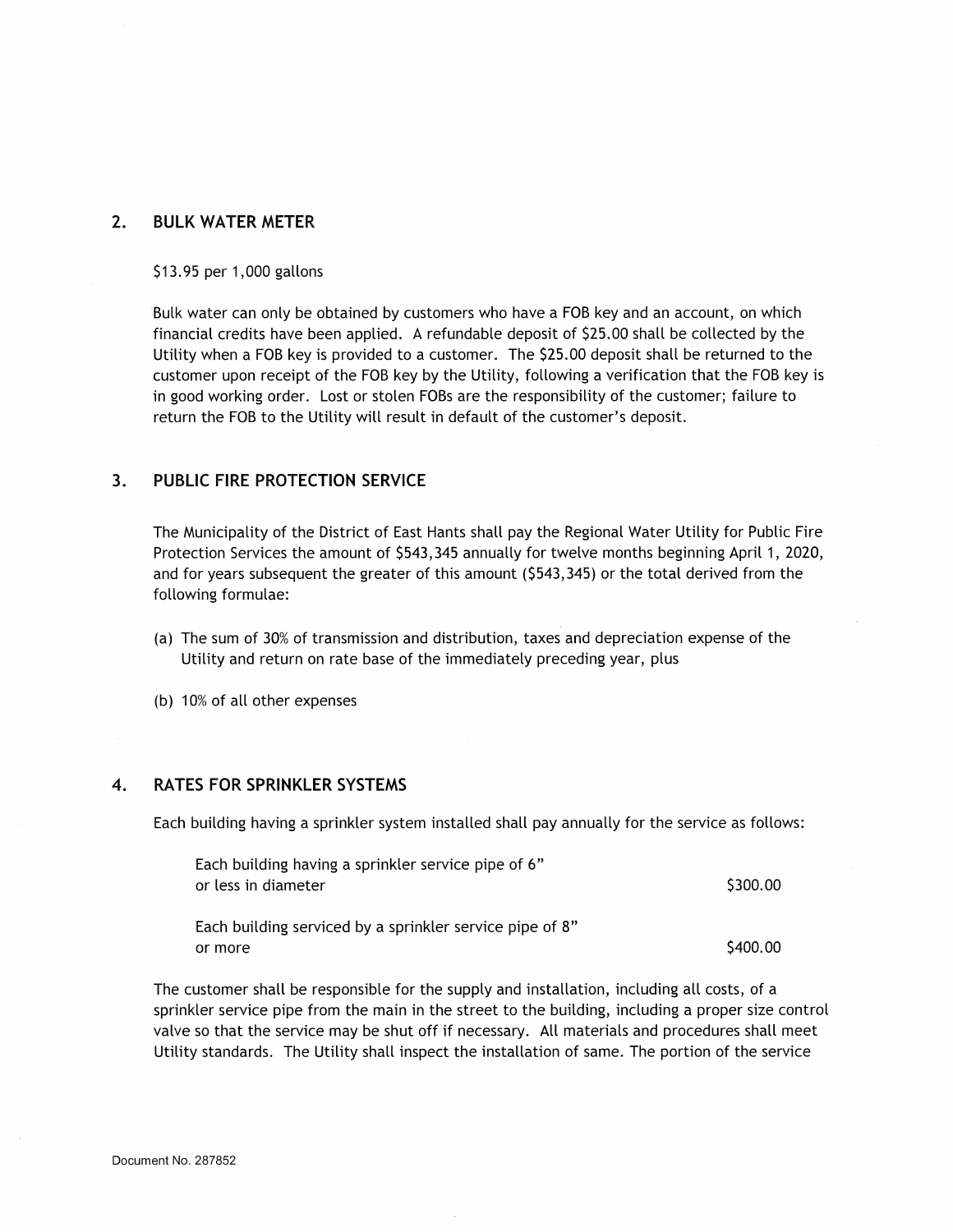## 2. BULK WATER METER

$13.95 per 1,000 gallons

Bulk water can only be obtained by customers who have a FOB key and an account, on which financial credits have been applied. A refundable deposit of $25.00 shall be collected by the Utility when a FOB key is provided to a customer. The $25.00 deposit shall be returned to the customer upon receipt of the FOB key by the Utility, following a verification that the FOB key is in good working order. Lost or stolen FOBs are the responsibility of the customer; failure to return the FOB to the Utility will result in default of the customer's deposit.

## 3. PUBLIC FIRE PROTECTION SERVICE

The Municipality of the District of East Hants shall pay the Regional Water Utility for Public Fire Protection Services the amount of $543,345 annually for twelve months beginning April 1, 2020, and for years subsequent the greater of this amount ($543,345) or the total derived from the following formulae:

(a) The sum of 30% of transmission and distribution, taxes and depreciation expense of the Utility and return on rate base of the immediately preceding year, plus

(b) 10% of all other expenses

## 4. RATES FOR SPRINKLER SYSTEMS

Each building having a sprinkler system installed shall pay annually for the service as follows:

| | |
|---|---|
| Each building having a sprinkler service pipe of 6" or less in diameter | $300.00 |
| Each building serviced by a sprinkler service pipe of 8" or more | $400.00 |

The customer shall be responsible for the supply and installation, including all costs, of a sprinkler service pipe from the main in the street to the building, including a proper size control valve so that the service may be shut off if necessary. All materials and procedures shall meet Utility standards. The Utility shall inspect the installation of same. The portion of the service

Document No. 287852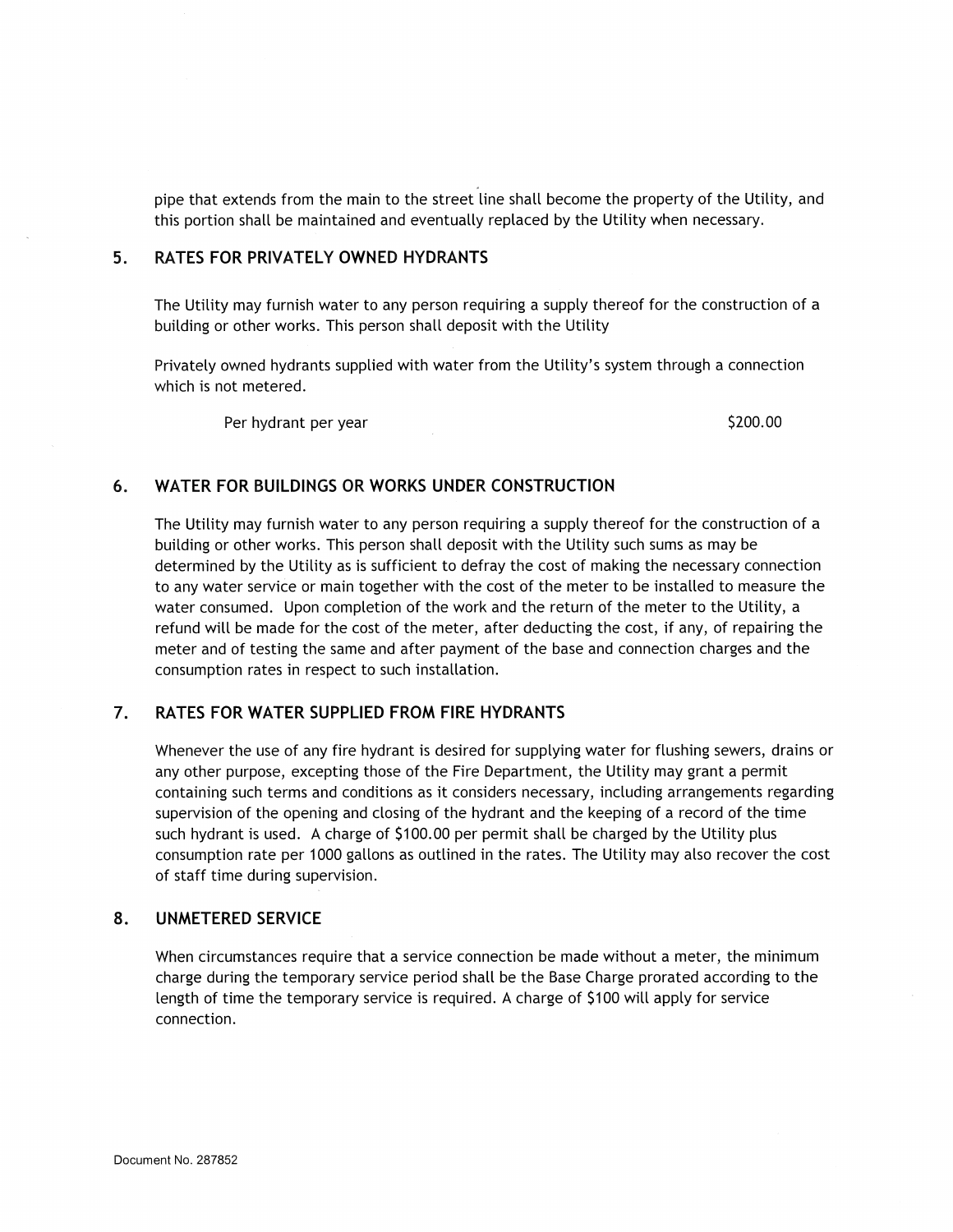pipe that extends from the main to the street line shall become the property of the Utility, and this portion shall be maintained and eventually replaced by the Utility when necessary.

## 5. RATES FOR PRIVATELY OWNED HYDRANTS

The Utility may furnish water to any person requiring a supply thereof for the construction of a building or other works. This person shall deposit with the Utility

Privately owned hydrants supplied with water from the Utility's system through a connection which is not metered.

| | |
|---|---|
| Per hydrant per year | $200.00 |

## 6. WATER FOR BUILDINGS OR WORKS UNDER CONSTRUCTION

The Utility may furnish water to any person requiring a supply thereof for the construction of a building or other works. This person shall deposit with the Utility such sums as may be determined by the Utility as is sufficient to defray the cost of making the necessary connection to any water service or main together with the cost of the meter to be installed to measure the water consumed. Upon completion of the work and the return of the meter to the Utility, a refund will be made for the cost of the meter, after deducting the cost, if any, of repairing the meter and of testing the same and after payment of the base and connection charges and the consumption rates in respect to such installation.

## 7. RATES FOR WATER SUPPLIED FROM FIRE HYDRANTS

Whenever the use of any fire hydrant is desired for supplying water for flushing sewers, drains or any other purpose, excepting those of the Fire Department, the Utility may grant a permit containing such terms and conditions as it considers necessary, including arrangements regarding supervision of the opening and closing of the hydrant and the keeping of a record of the time such hydrant is used. A charge of $100.00 per permit shall be charged by the Utility plus consumption rate per 1000 gallons as outlined in the rates. The Utility may also recover the cost of staff time during supervision.

## 8. UNMETERED SERVICE

When circumstances require that a service connection be made without a meter, the minimum charge during the temporary service period shall be the Base Charge prorated according to the length of time the temporary service is required. A charge of $100 will apply for service connection.

Document No. 287852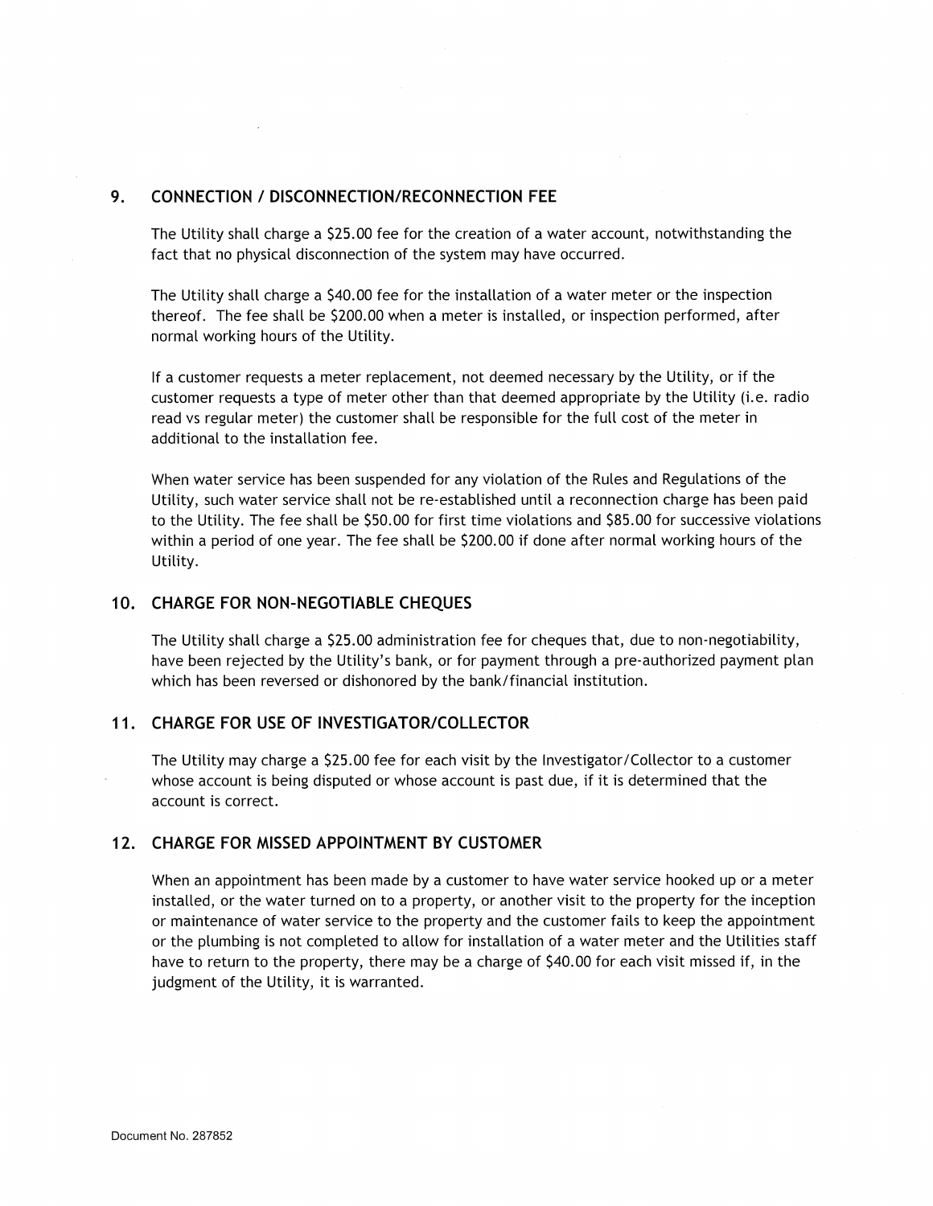## 9. CONNECTION / DISCONNECTION/RECONNECTION FEE

The Utility shall charge a $25.00 fee for the creation of a water account, notwithstanding the fact that no physical disconnection of the system may have occurred.

The Utility shall charge a $40.00 fee for the installation of a water meter or the inspection thereof. The fee shall be $200.00 when a meter is installed, or inspection performed, after normal working hours of the Utility.

If a customer requests a meter replacement, not deemed necessary by the Utility, or if the customer requests a type of meter other than that deemed appropriate by the Utility (i.e. radio read vs regular meter) the customer shall be responsible for the full cost of the meter in additional to the installation fee.

When water service has been suspended for any violation of the Rules and Regulations of the Utility, such water service shall not be re-established until a reconnection charge has been paid to the Utility. The fee shall be $50.00 for first time violations and $85.00 for successive violations within a period of one year. The fee shall be $200.00 if done after normal working hours of the Utility.

## 10. CHARGE FOR NON-NEGOTIABLE CHEQUES

The Utility shall charge a $25.00 administration fee for cheques that, due to non-negotiability, have been rejected by the Utility's bank, or for payment through a pre-authorized payment plan which has been reversed or dishonored by the bank/financial institution.

## 11. CHARGE FOR USE OF INVESTIGATOR/COLLECTOR

The Utility may charge a $25.00 fee for each visit by the Investigator/Collector to a customer whose account is being disputed or whose account is past due, if it is determined that the account is correct.

## 12. CHARGE FOR MISSED APPOINTMENT BY CUSTOMER

When an appointment has been made by a customer to have water service hooked up or a meter installed, or the water turned on to a property, or another visit to the property for the inception or maintenance of water service to the property and the customer fails to keep the appointment or the plumbing is not completed to allow for installation of a water meter and the Utilities staff have to return to the property, there may be a charge of $40.00 for each visit missed if, in the judgment of the Utility, it is warranted.

Document No. 287852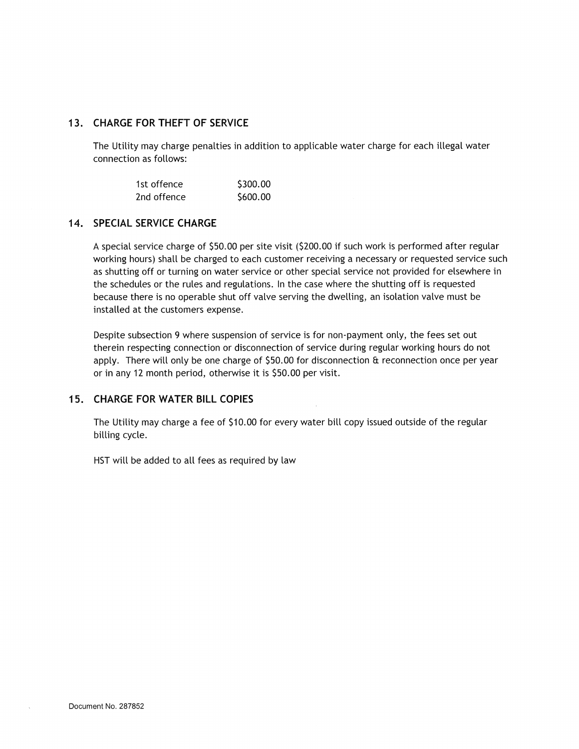## 13. CHARGE FOR THEFT OF SERVICE

The Utility may charge penalties in addition to applicable water charge for each illegal water connection as follows:

| | |
|---|---|
| 1st offence | $300.00 |
| 2nd offence | $600.00 |

## 14. SPECIAL SERVICE CHARGE

A special service charge of $50.00 per site visit ($200.00 if such work is performed after regular working hours) shall be charged to each customer receiving a necessary or requested service such as shutting off or turning on water service or other special service not provided for elsewhere in the schedules or the rules and regulations. In the case where the shutting off is requested because there is no operable shut off valve serving the dwelling, an isolation valve must be installed at the customers expense.

Despite subsection 9 where suspension of service is for non-payment only, the fees set out therein respecting connection or disconnection of service during regular working hours do not apply. There will only be one charge of $50.00 for disconnection & reconnection once per year or in any 12 month period, otherwise it is $50.00 per visit.

## 15. CHARGE FOR WATER BILL COPIES

The Utility may charge a fee of $10.00 for every water bill copy issued outside of the regular billing cycle.

HST will be added to all fees as required by law

Document No. 287852